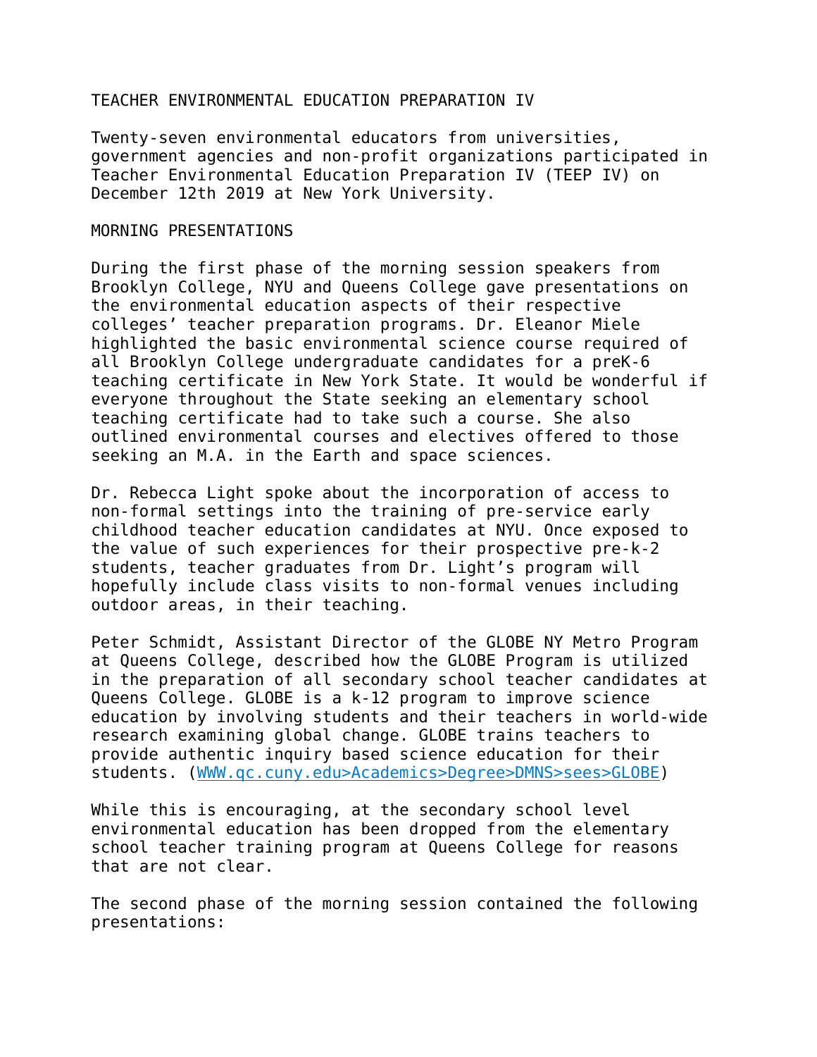# TEACHER ENVIRONMENTAL EDUCATION PREPARATION IV

Twenty-seven environmental educators from universities, government agencies and non-profit organizations participated in Teacher Environmental Education Preparation IV (TEEP IV) on December 12th 2019 at New York University.

## MORNING PRESENTATIONS

During the first phase of the morning session speakers from Brooklyn College, NYU and Queens College gave presentations on the environmental education aspects of their respective colleges' teacher preparation programs. Dr. Eleanor Miele highlighted the basic environmental science course required of all Brooklyn College undergraduate candidates for a preK-6 teaching certificate in New York State. It would be wonderful if everyone throughout the State seeking an elementary school teaching certificate had to take such a course. She also outlined environmental courses and electives offered to those seeking an M.A. in the Earth and space sciences.

Dr. Rebecca Light spoke about the incorporation of access to non-formal settings into the training of pre-service early childhood teacher education candidates at NYU. Once exposed to the value of such experiences for their prospective pre-k-2 students, teacher graduates from Dr. Light's program will hopefully include class visits to non-formal venues including outdoor areas, in their teaching.

Peter Schmidt, Assistant Director of the GLOBE NY Metro Program at Queens College, described how the GLOBE Program is utilized in the preparation of all secondary school teacher candidates at Queens College. GLOBE is a k-12 program to improve science education by involving students and their teachers in world-wide research examining global change. GLOBE trains teachers to provide authentic inquiry based science education for their students. (WWW.qc.cuny.edu>Academics>Degree>DMNS>sees>GLOBE)

While this is encouraging, at the secondary school level environmental education has been dropped from the elementary school teacher training program at Queens College for reasons that are not clear.

The second phase of the morning session contained the following presentations: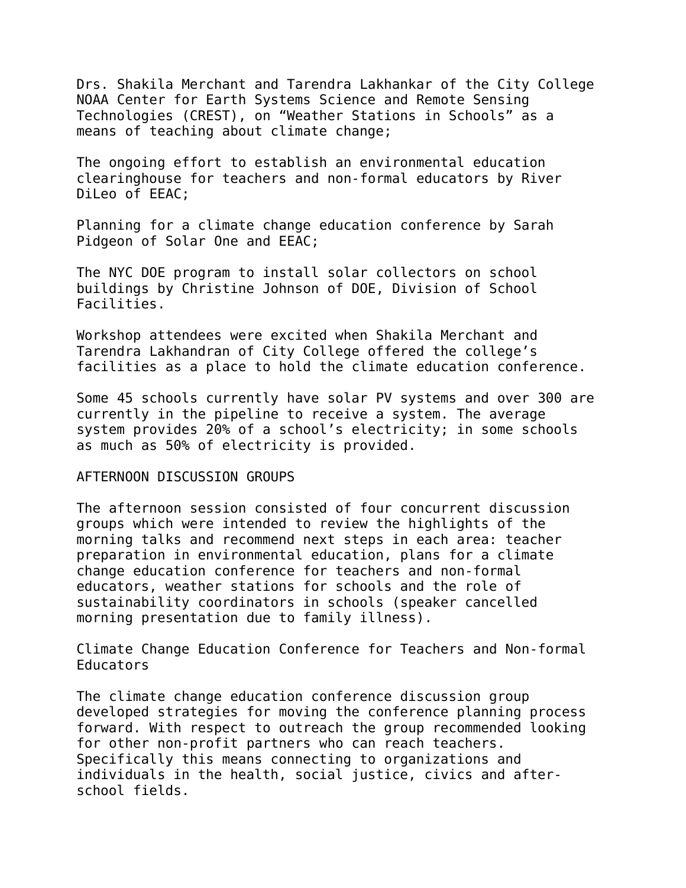Drs. Shakila Merchant and Tarendra Lakhankar of the City College NOAA Center for Earth Systems Science and Remote Sensing Technologies (CREST), on “Weather Stations in Schools” as a means of teaching about climate change;

The ongoing effort to establish an environmental education clearinghouse for teachers and non-formal educators by River DiLeo of EEAC;

Planning for a climate change education conference by Sarah Pidgeon of Solar One and EEAC;

The NYC DOE program to install solar collectors on school buildings by Christine Johnson of DOE, Division of School Facilities.

Workshop attendees were excited when Shakila Merchant and Tarendra Lakhandran of City College offered the college’s facilities as a place to hold the climate education conference.

Some 45 schools currently have solar PV systems and over 300 are currently in the pipeline to receive a system. The average system provides 20% of a school’s electricity; in some schools as much as 50% of electricity is provided.

## AFTERNOON DISCUSSION GROUPS

The afternoon session consisted of four concurrent discussion groups which were intended to review the highlights of the morning talks and recommend next steps in each area: teacher preparation in environmental education, plans for a climate change education conference for teachers and non-formal educators, weather stations for schools and the role of sustainability coordinators in schools (speaker cancelled morning presentation due to family illness).

### Climate Change Education Conference for Teachers and Non-formal Educators

The climate change education conference discussion group developed strategies for moving the conference planning process forward. With respect to outreach the group recommended looking for other non-profit partners who can reach teachers. Specifically this means connecting to organizations and individuals in the health, social justice, civics and after-school fields.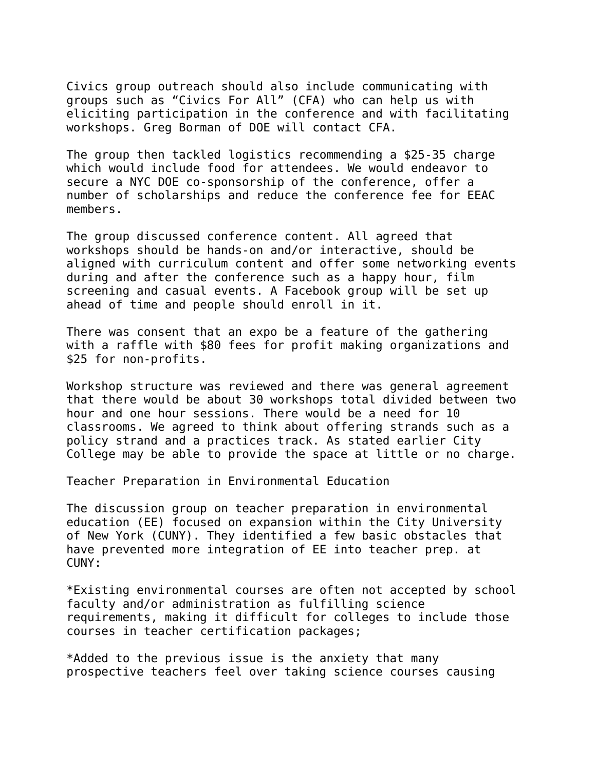Civics group outreach should also include communicating with groups such as “Civics For All” (CFA) who can help us with eliciting participation in the conference and with facilitating workshops. Greg Borman of DOE will contact CFA.

The group then tackled logistics recommending a $25-35 charge which would include food for attendees. We would endeavor to secure a NYC DOE co-sponsorship of the conference, offer a number of scholarships and reduce the conference fee for EEAC members.

The group discussed conference content. All agreed that workshops should be hands-on and/or interactive, should be aligned with curriculum content and offer some networking events during and after the conference such as a happy hour, film screening and casual events. A Facebook group will be set up ahead of time and people should enroll in it.

There was consent that an expo be a feature of the gathering with a raffle with $80 fees for profit making organizations and $25 for non-profits.

Workshop structure was reviewed and there was general agreement that there would be about 30 workshops total divided between two hour and one hour sessions. There would be a need for 10 classrooms. We agreed to think about offering strands such as a policy strand and a practices track. As stated earlier City College may be able to provide the space at little or no charge.

Teacher Preparation in Environmental Education

The discussion group on teacher preparation in environmental education (EE) focused on expansion within the City University of New York (CUNY). They identified a few basic obstacles that have prevented more integration of EE into teacher prep. at CUNY:

*Existing environmental courses are often not accepted by school faculty and/or administration as fulfilling science requirements, making it difficult for colleges to include those courses in teacher certification packages;

*Added to the previous issue is the anxiety that many prospective teachers feel over taking science courses causing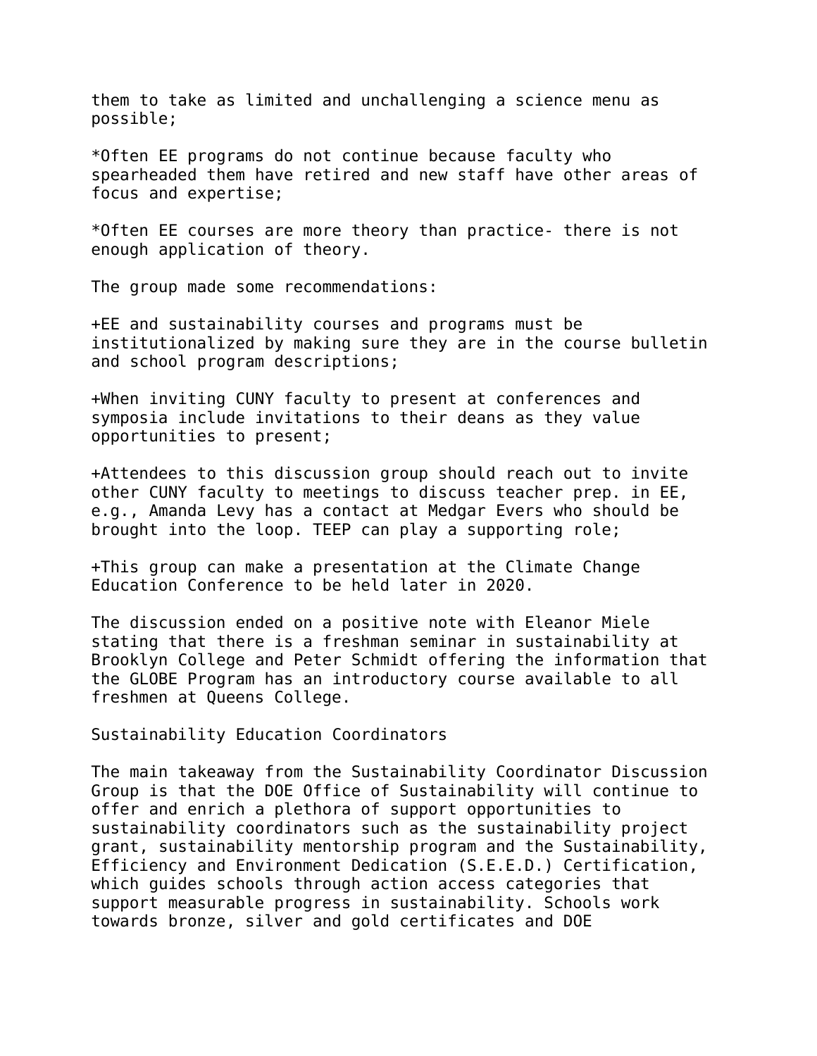them to take as limited and unchallenging a science menu as possible;

*Often EE programs do not continue because faculty who spearheaded them have retired and new staff have other areas of focus and expertise;

*Often EE courses are more theory than practice- there is not enough application of theory.

The group made some recommendations:

+EE and sustainability courses and programs must be institutionalized by making sure they are in the course bulletin and school program descriptions;

+When inviting CUNY faculty to present at conferences and symposia include invitations to their deans as they value opportunities to present;

+Attendees to this discussion group should reach out to invite other CUNY faculty to meetings to discuss teacher prep. in EE, e.g., Amanda Levy has a contact at Medgar Evers who should be brought into the loop. TEEP can play a supporting role;

+This group can make a presentation at the Climate Change Education Conference to be held later in 2020.

The discussion ended on a positive note with Eleanor Miele stating that there is a freshman seminar in sustainability at Brooklyn College and Peter Schmidt offering the information that the GLOBE Program has an introductory course available to all freshmen at Queens College.

Sustainability Education Coordinators

The main takeaway from the Sustainability Coordinator Discussion Group is that the DOE Office of Sustainability will continue to offer and enrich a plethora of support opportunities to sustainability coordinators such as the sustainability project grant, sustainability mentorship program and the Sustainability, Efficiency and Environment Dedication (S.E.E.D.) Certification, which guides schools through action access categories that support measurable progress in sustainability. Schools work towards bronze, silver and gold certificates and DOE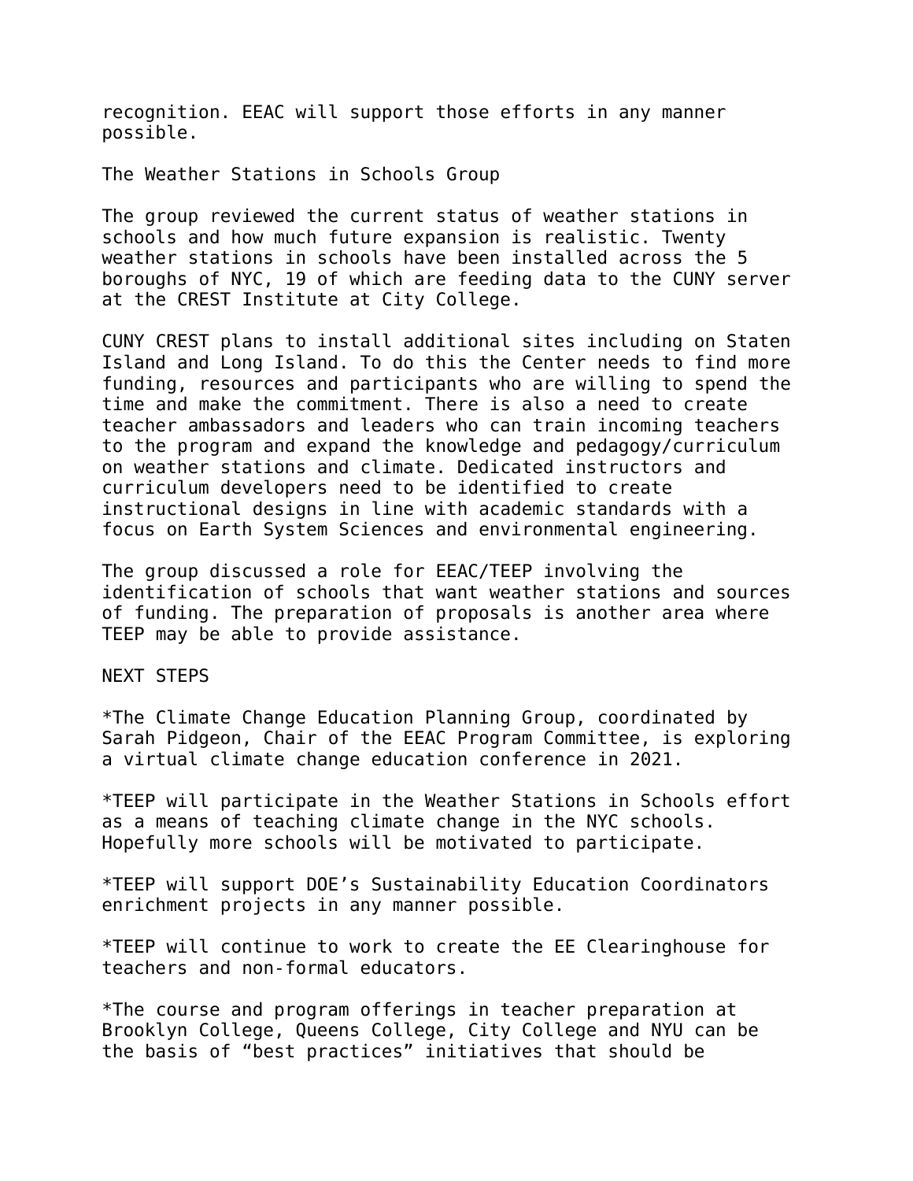recognition. EEAC will support those efforts in any manner possible.

## The Weather Stations in Schools Group

The group reviewed the current status of weather stations in schools and how much future expansion is realistic. Twenty weather stations in schools have been installed across the 5 boroughs of NYC, 19 of which are feeding data to the CUNY server at the CREST Institute at City College.

CUNY CREST plans to install additional sites including on Staten Island and Long Island. To do this the Center needs to find more funding, resources and participants who are willing to spend the time and make the commitment. There is also a need to create teacher ambassadors and leaders who can train incoming teachers to the program and expand the knowledge and pedagogy/curriculum on weather stations and climate. Dedicated instructors and curriculum developers need to be identified to create instructional designs in line with academic standards with a focus on Earth System Sciences and environmental engineering.

The group discussed a role for EEAC/TEEP involving the identification of schools that want weather stations and sources of funding. The preparation of proposals is another area where TEEP may be able to provide assistance.

## NEXT STEPS

*The Climate Change Education Planning Group, coordinated by Sarah Pidgeon, Chair of the EEAC Program Committee, is exploring a virtual climate change education conference in 2021.

*TEEP will participate in the Weather Stations in Schools effort as a means of teaching climate change in the NYC schools. Hopefully more schools will be motivated to participate.

*TEEP will support DOE's Sustainability Education Coordinators enrichment projects in any manner possible.

*TEEP will continue to work to create the EE Clearinghouse for teachers and non-formal educators.

*The course and program offerings in teacher preparation at Brooklyn College, Queens College, City College and NYU can be the basis of "best practices" initiatives that should be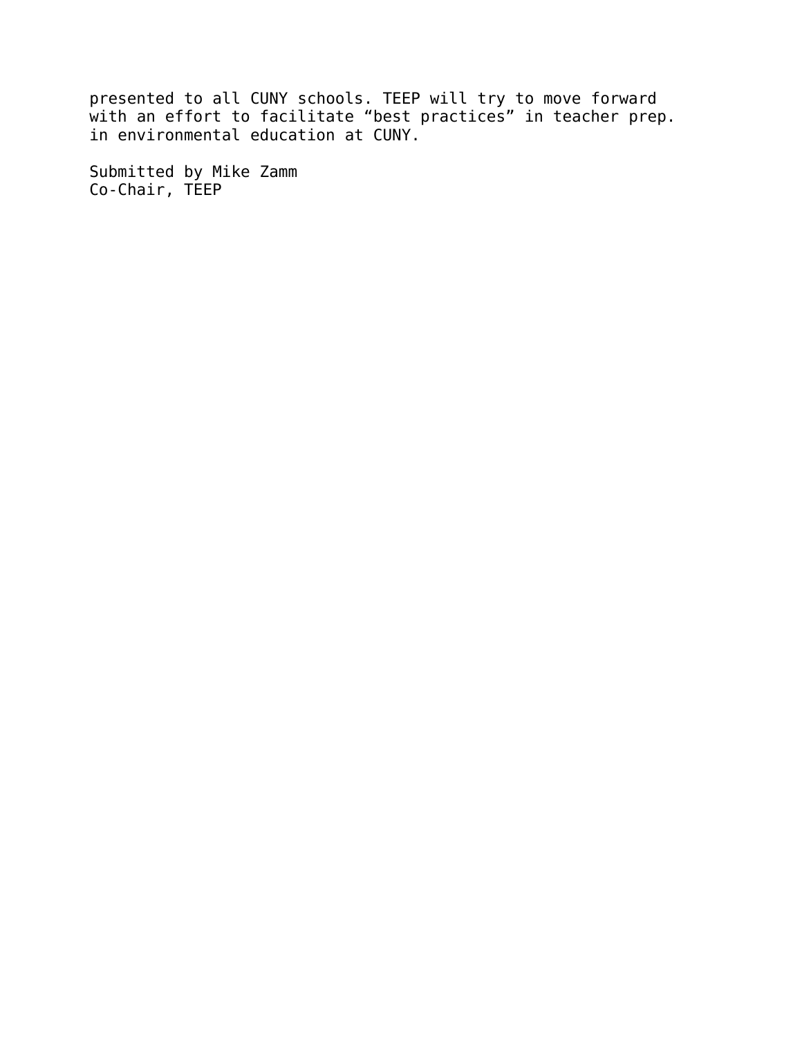presented to all CUNY schools. TEEP will try to move forward with an effort to facilitate “best practices” in teacher prep. in environmental education at CUNY.

Submitted by Mike Zamm
Co-Chair, TEEP